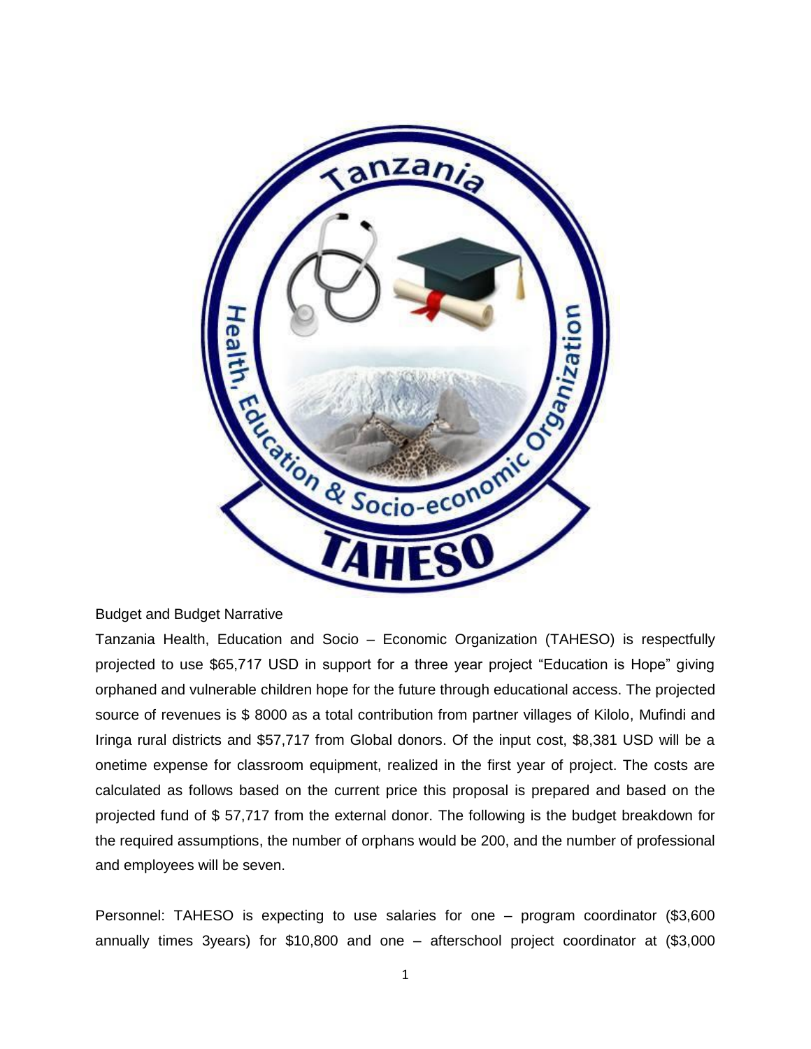Budget and Budget Narrative

Tanzania Health, Education and Socio – Economic Organization (TAHESO) is respectfully projected to use $65,717 USD in support for a three year project “Education is Hope” giving orphaned and vulnerable children hope for the future through educational access. The projected source of revenues is $ 8000 as a total contribution from partner villages of Kilolo, Mufindi and Iringa rural districts and $57,717 from Global donors. Of the input cost, $8,381 USD will be a onetime expense for classroom equipment, realized in the first year of project. The costs are calculated as follows based on the current price this proposal is prepared and based on the projected fund of $ 57,717 from the external donor. The following is the budget breakdown for the required assumptions, the number of orphans would be 200, and the number of professional and employees will be seven.

Personnel: TAHESO is expecting to use salaries for one – program coordinator ($3,600 annually times 3years) for $10,800 and one – afterschool project coordinator at ($3,000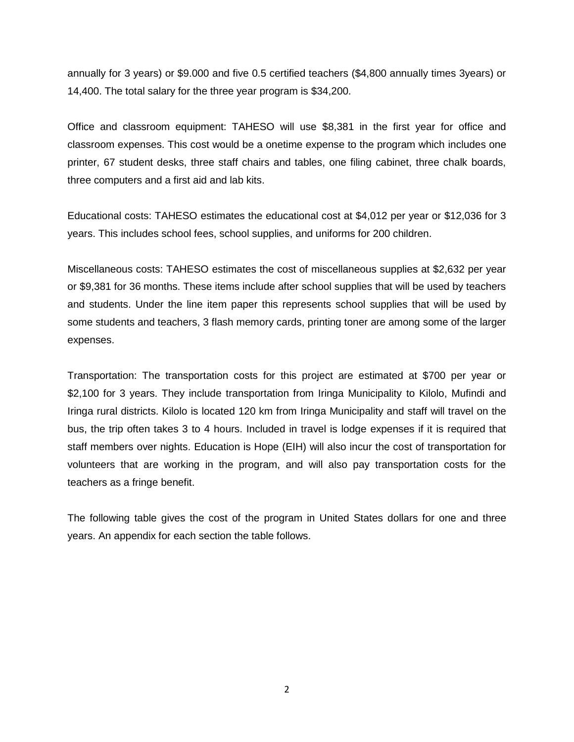annually for 3 years) or $9.000 and five 0.5 certified teachers ($4,800 annually times 3years) or 14,400. The total salary for the three year program is $34,200.

Office and classroom equipment: TAHESO will use $8,381 in the first year for office and classroom expenses. This cost would be a onetime expense to the program which includes one printer, 67 student desks, three staff chairs and tables, one filing cabinet, three chalk boards, three computers and a first aid and lab kits.

Educational costs: TAHESO estimates the educational cost at $4,012 per year or $12,036 for 3 years. This includes school fees, school supplies, and uniforms for 200 children.

Miscellaneous costs: TAHESO estimates the cost of miscellaneous supplies at $2,632 per year or $9,381 for 36 months. These items include after school supplies that will be used by teachers and students. Under the line item paper this represents school supplies that will be used by some students and teachers, 3 flash memory cards, printing toner are among some of the larger expenses.

Transportation: The transportation costs for this project are estimated at $700 per year or $2,100 for 3 years. They include transportation from Iringa Municipality to Kilolo, Mufindi and Iringa rural districts. Kilolo is located 120 km from Iringa Municipality and staff will travel on the bus, the trip often takes 3 to 4 hours. Included in travel is lodge expenses if it is required that staff members over nights. Education is Hope (EIH) will also incur the cost of transportation for volunteers that are working in the program, and will also pay transportation costs for the teachers as a fringe benefit.

The following table gives the cost of the program in United States dollars for one and three years. An appendix for each section the table follows.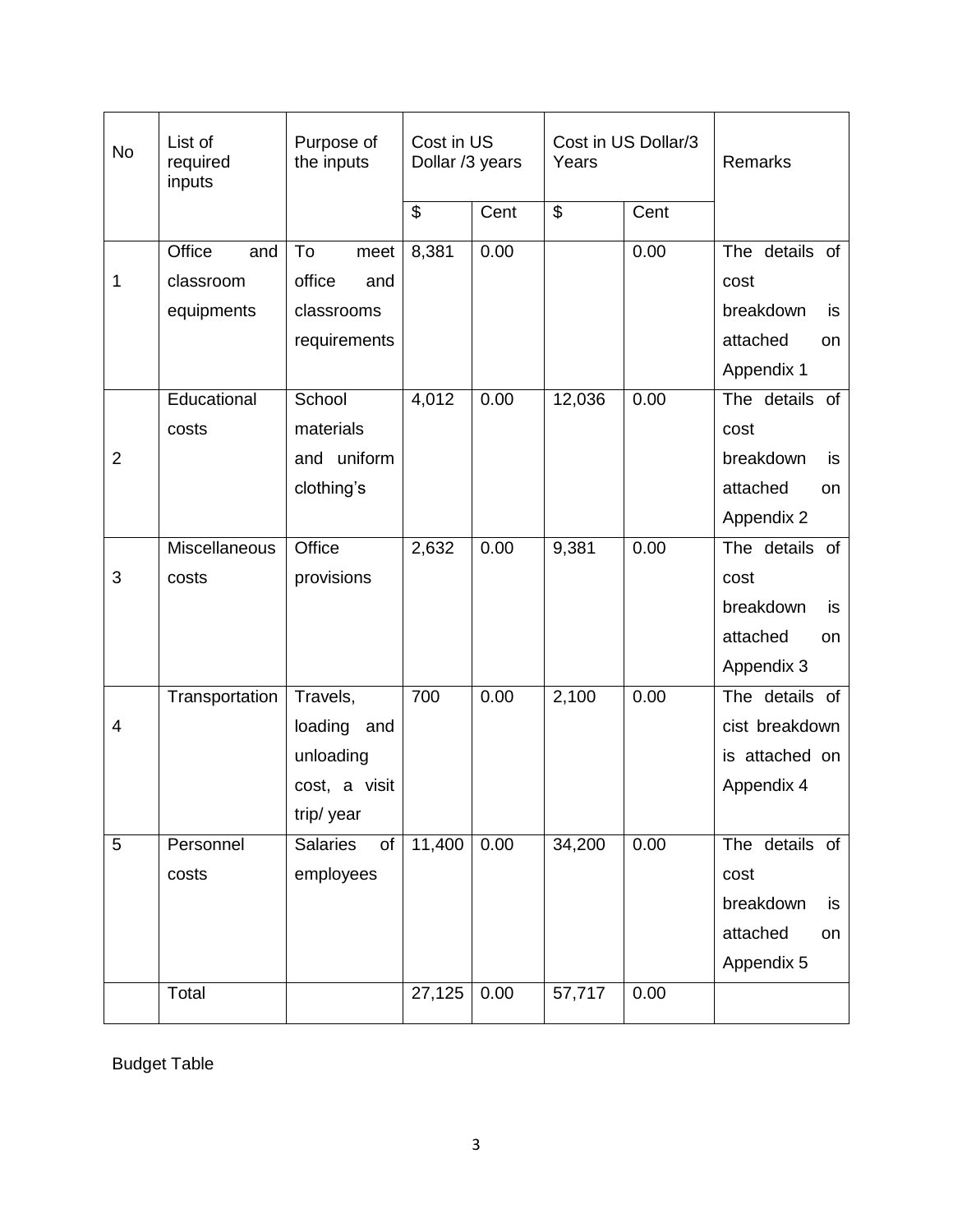| No | List of required inputs | Purpose of the inputs | Cost in US Dollar /3 years | | Cost in US Dollar/3 Years | | Remarks |
|---|---|---|---|---|---|---|---|
| | | | $ | Cent | $ | Cent | |
| 1 | Office and classroom equipments | To meet office and classrooms requirements | 8,381 | 0.00 | | 0.00 | The details of cost breakdown is attached on Appendix 1 |
| 2 | Educational costs | School materials and uniform clothing's | 4,012 | 0.00 | 12,036 | 0.00 | The details of cost breakdown is attached on Appendix 2 |
| 3 | Miscellaneous costs | Office provisions | 2,632 | 0.00 | 9,381 | 0.00 | The details of cost breakdown is attached on Appendix 3 |
| 4 | Transportation | Travels, loading and unloading cost, a visit trip/ year | 700 | 0.00 | 2,100 | 0.00 | The details of cist breakdown is attached on Appendix 4 |
| 5 | Personnel costs | Salaries of employees | 11,400 | 0.00 | 34,200 | 0.00 | The details of cost breakdown is attached on Appendix 5 |
| | Total | | 27,125 | 0.00 | 57,717 | 0.00 | |

Budget Table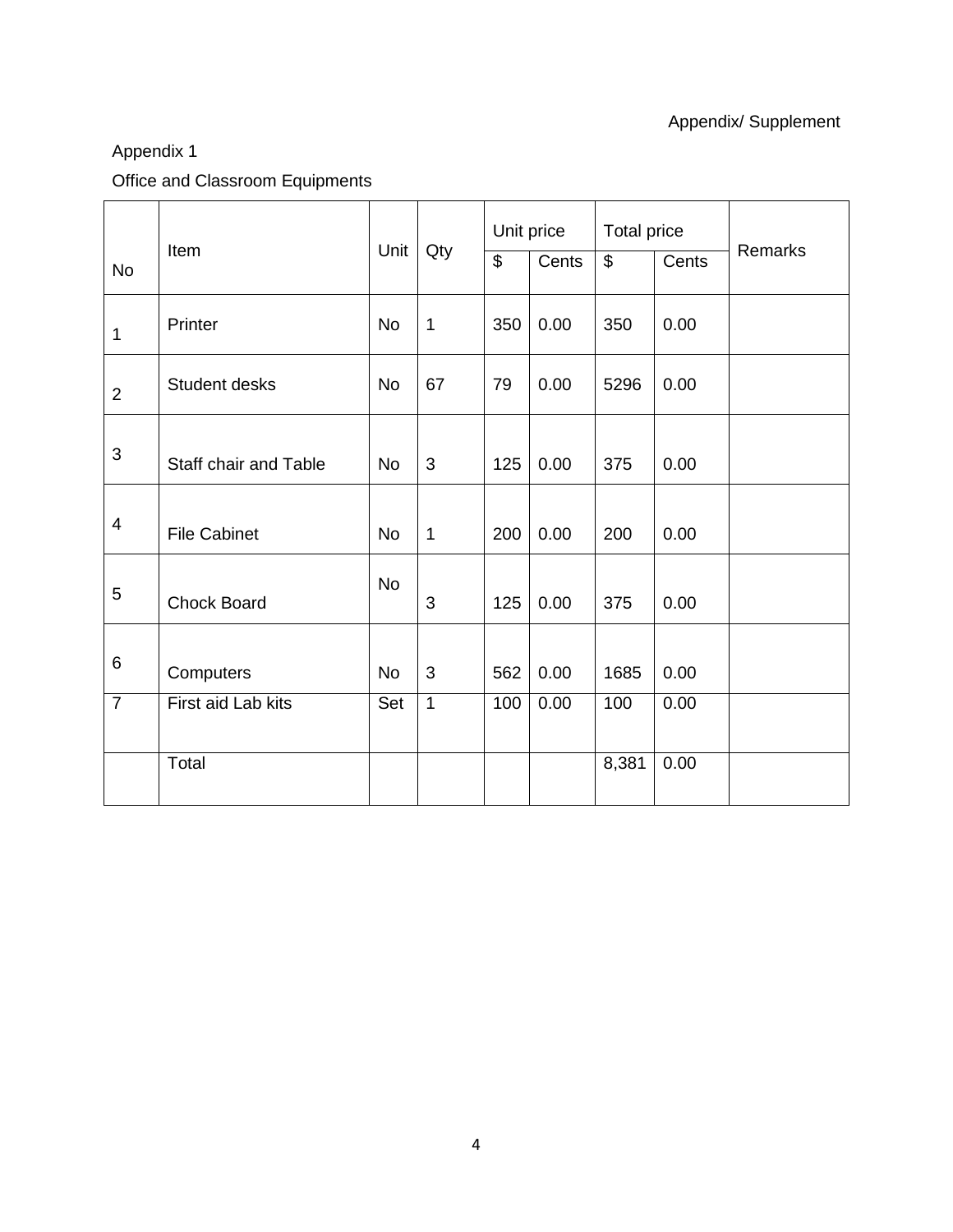Appendix/ Supplement

Appendix 1

Office and Classroom Equipments

| No | Item | Unit | Qty | Unit price | | Total price | | Remarks |
|---|---|---|---|---|---|---|---|---|
| | | | | $ | Cents | $ | Cents | |
| 1 | Printer | No | 1 | 350 | 0.00 | 350 | 0.00 | |
| 2 | Student desks | No | 67 | 79 | 0.00 | 5296 | 0.00 | |
| 3 | Staff chair and Table | No | 3 | 125 | 0.00 | 375 | 0.00 | |
| 4 | File Cabinet | No | 1 | 200 | 0.00 | 200 | 0.00 | |
| 5 | Chock Board | No | 3 | 125 | 0.00 | 375 | 0.00 | |
| 6 | Computers | No | 3 | 562 | 0.00 | 1685 | 0.00 | |
| 7 | First aid Lab kits | Set | 1 | 100 | 0.00 | 100 | 0.00 | |
| | Total | | | | | 8,381 | 0.00 | |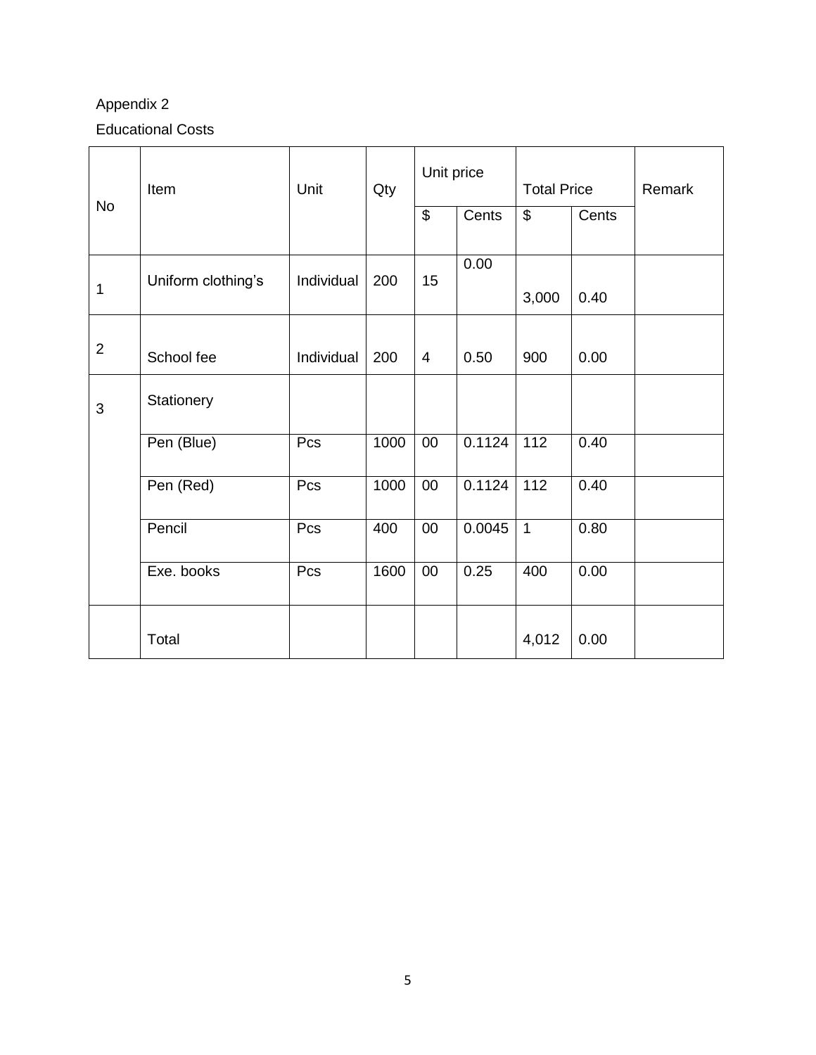Appendix 2

Educational Costs

| No | Item | Unit | Qty | Unit price | | Total Price | | Remark |
|---|---|---|---|---|---|---|---|---|
| | | | | $ | Cents | $ | Cents | |
| 1 | Uniform clothing's | Individual | 200 | 15 | 0.00 | 3,000 | 0.40 | |
| 2 | School fee | Individual | 200 | 4 | 0.50 | 900 | 0.00 | |
| 3 | Stationery | | | | | | | |
| | Pen (Blue) | Pcs | 1000 | 00 | 0.1124 | 112 | 0.40 | |
| | Pen (Red) | Pcs | 1000 | 00 | 0.1124 | 112 | 0.40 | |
| | Pencil | Pcs | 400 | 00 | 0.0045 | 1 | 0.80 | |
| | Exe. books | Pcs | 1600 | 00 | 0.25 | 400 | 0.00 | |
| | Total | | | | | 4,012 | 0.00 | |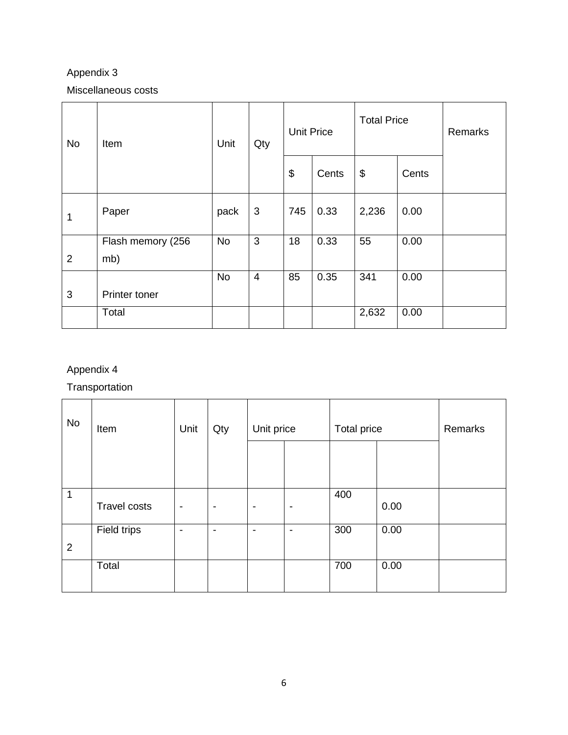Appendix 3

Miscellaneous costs

| No | Item | Unit | Qty | Unit Price | | Total Price | | Remarks |
|---|---|---|---|---|---|---|---|---|
| | | | | $ | Cents | $ | Cents | |
| 1 | Paper | pack | 3 | 745 | 0.33 | 2,236 | 0.00 | |
| 2 | Flash memory (256 mb) | No | 3 | 18 | 0.33 | 55 | 0.00 | |
| 3 | Printer toner | No | 4 | 85 | 0.35 | 341 | 0.00 | |
| | Total | | | | | 2,632 | 0.00 | |

Appendix 4

Transportation

| No | Item | Unit | Qty | Unit price | | Total price | | Remarks |
|---|---|---|---|---|---|---|---|---|
| | | | | | | | | |
| 1 | Travel costs | - | - | - | - | 400 | 0.00 | |
| 2 | Field trips | - | - | - | - | 300 | 0.00 | |
| | Total | | | | | 700 | 0.00 | |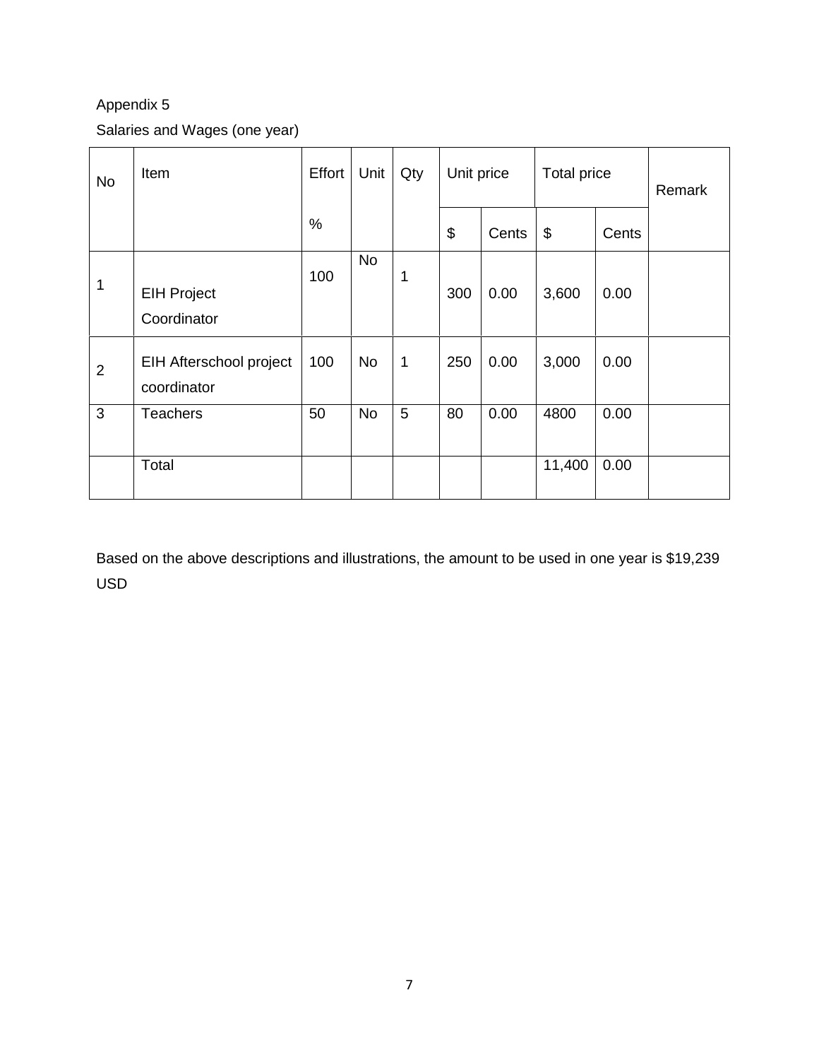Appendix 5

Salaries and Wages (one year)

| No | Item | Effort | Unit | Qty | Unit price | | Total price | | Remark |
|---|---|---|---|---|---|---|---|---|---|
| | | % | | | $ | Cents | $ | Cents | |
| 1 | EIH Project Coordinator | 100 | No | 1 | 300 | 0.00 | 3,600 | 0.00 | |
| 2 | EIH Afterschool project coordinator | 100 | No | 1 | 250 | 0.00 | 3,000 | 0.00 | |
| 3 | Teachers | 50 | No | 5 | 80 | 0.00 | 4800 | 0.00 | |
| | Total | | | | | | 11,400 | 0.00 | |

Based on the above descriptions and illustrations, the amount to be used in one year is $19,239 USD